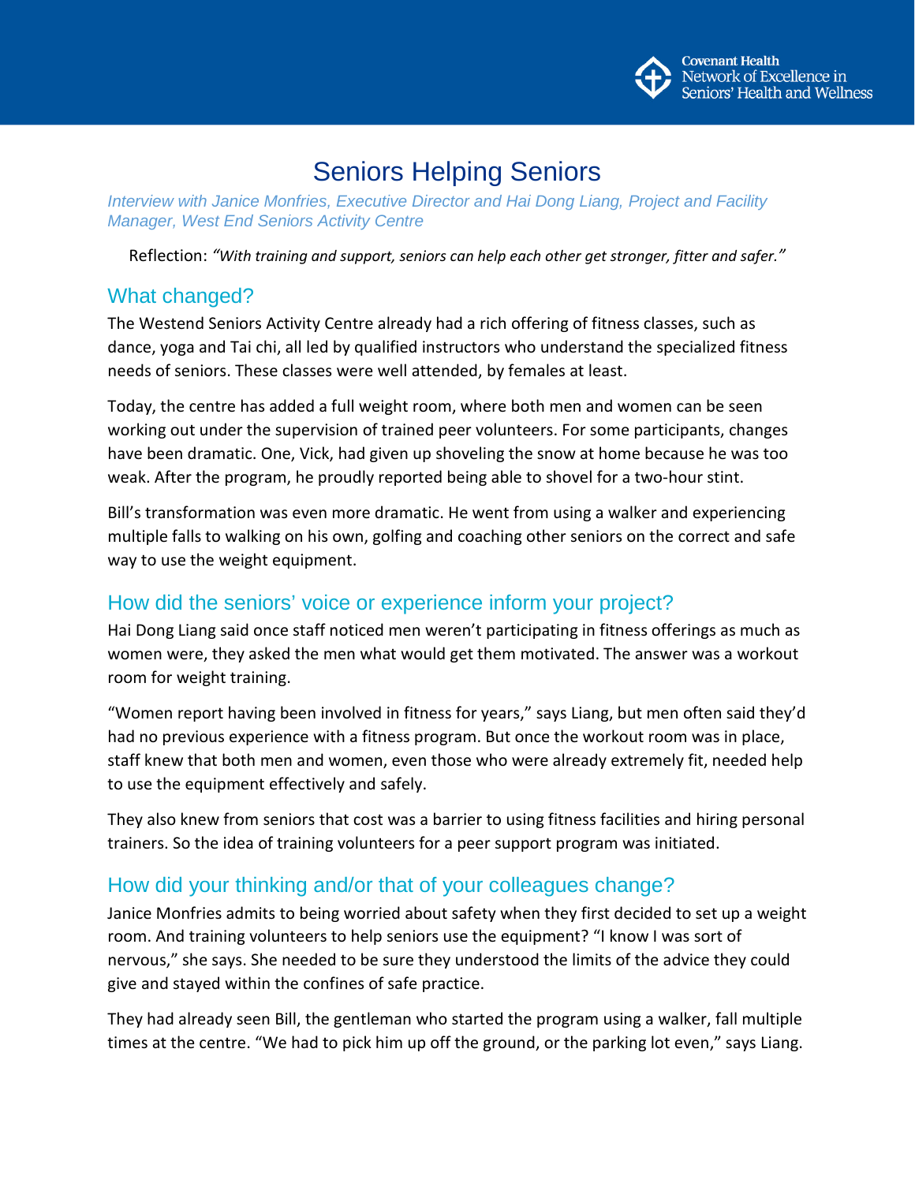# Seniors Helping Seniors

*Interview with Janice Monfries, Executive Director and Hai Dong Liang, Project and Facility Manager, West End Seniors Activity Centre*

Reflection: *"With training and support, seniors can help each other get stronger, fitter and safer."*

## What changed?

The Westend Seniors Activity Centre already had a rich offering of fitness classes, such as dance, yoga and Tai chi, all led by qualified instructors who understand the specialized fitness needs of seniors. These classes were well attended, by females at least.

Today, the centre has added a full weight room, where both men and women can be seen working out under the supervision of trained peer volunteers. For some participants, changes have been dramatic. One, Vick, had given up shoveling the snow at home because he was too weak. After the program, he proudly reported being able to shovel for a two-hour stint.

Bill's transformation was even more dramatic. He went from using a walker and experiencing multiple falls to walking on his own, golfing and coaching other seniors on the correct and safe way to use the weight equipment.

## How did the seniors' voice or experience inform your project?

Hai Dong Liang said once staff noticed men weren't participating in fitness offerings as much as women were, they asked the men what would get them motivated. The answer was a workout room for weight training.

"Women report having been involved in fitness for years," says Liang, but men often said they'd had no previous experience with a fitness program. But once the workout room was in place, staff knew that both men and women, even those who were already extremely fit, needed help to use the equipment effectively and safely.

They also knew from seniors that cost was a barrier to using fitness facilities and hiring personal trainers. So the idea of training volunteers for a peer support program was initiated.

## How did your thinking and/or that of your colleagues change?

Janice Monfries admits to being worried about safety when they first decided to set up a weight room. And training volunteers to help seniors use the equipment? "I know I was sort of nervous," she says. She needed to be sure they understood the limits of the advice they could give and stayed within the confines of safe practice.

They had already seen Bill, the gentleman who started the program using a walker, fall multiple times at the centre. "We had to pick him up off the ground, or the parking lot even," says Liang.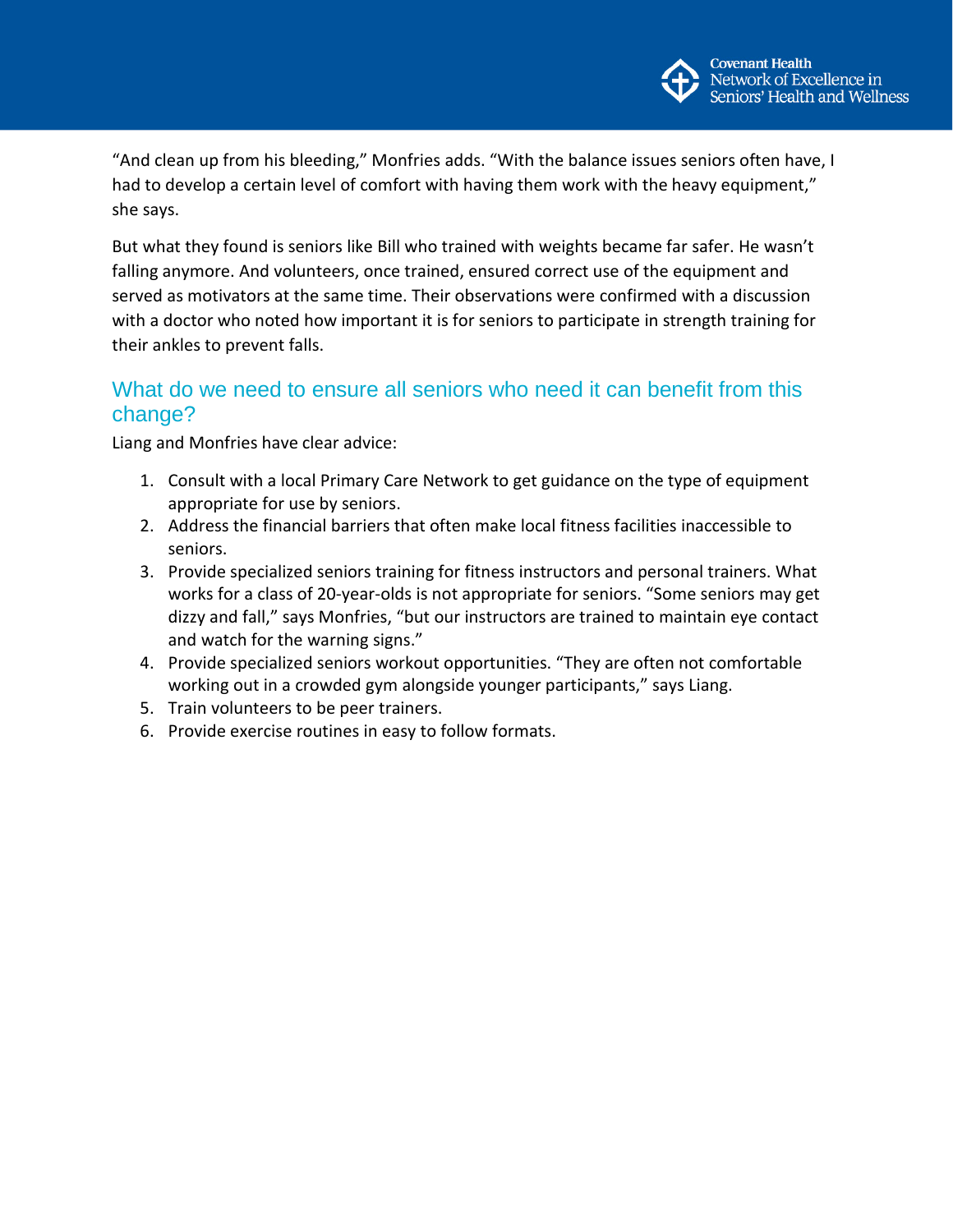"And clean up from his bleeding," Monfries adds. "With the balance issues seniors often have, I had to develop a certain level of comfort with having them work with the heavy equipment," she says.

But what they found is seniors like Bill who trained with weights became far safer. He wasn't falling anymore. And volunteers, once trained, ensured correct use of the equipment and served as motivators at the same time. Their observations were confirmed with a discussion with a doctor who noted how important it is for seniors to participate in strength training for their ankles to prevent falls.

## What do we need to ensure all seniors who need it can benefit from this change?

Liang and Monfries have clear advice:

1. Consult with a local Primary Care Network to get guidance on the type of equipment appropriate for use by seniors.
2. Address the financial barriers that often make local fitness facilities inaccessible to seniors.
3. Provide specialized seniors training for fitness instructors and personal trainers. What works for a class of 20-year-olds is not appropriate for seniors. "Some seniors may get dizzy and fall," says Monfries, "but our instructors are trained to maintain eye contact and watch for the warning signs."
4. Provide specialized seniors workout opportunities. "They are often not comfortable working out in a crowded gym alongside younger participants," says Liang.
5. Train volunteers to be peer trainers.
6. Provide exercise routines in easy to follow formats.